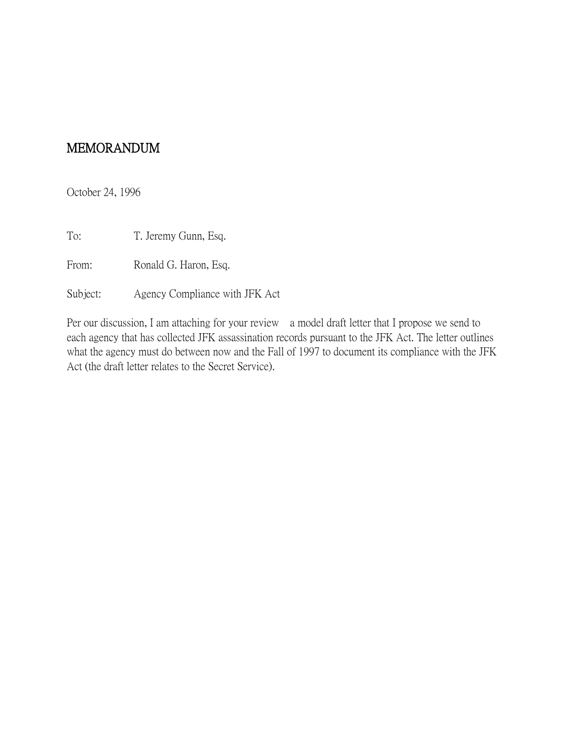# MEMORANDUM

October 24, 1996

To: T. Jeremy Gunn, Esq.

From: Ronald G. Haron, Esq.

Subject: Agency Compliance with JFK Act

Per our discussion, I am attaching for your review a model draft letter that I propose we send to each agency that has collected JFK assassination records pursuant to the JFK Act. The letter outlines what the agency must do between now and the Fall of 1997 to document its compliance with the JFK Act (the draft letter relates to the Secret Service).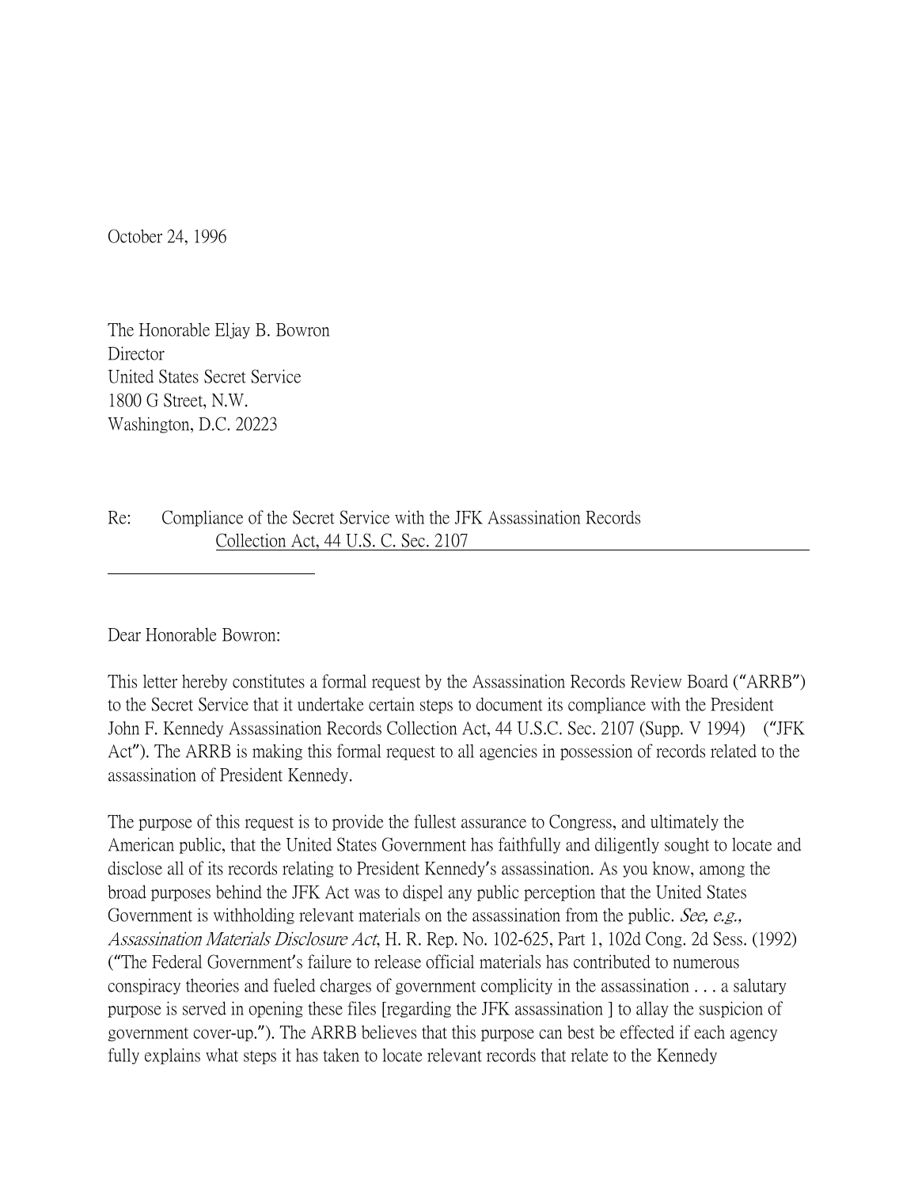October 24, 1996

The Honorable Eljay B. Bowron
Director
United States Secret Service
1800 G Street, N.W.
Washington, D.C. 20223

Re: Compliance of the Secret Service with the JFK Assassination Records Collection Act, 44 U.S. C. Sec. 2107

Dear Honorable Bowron:

This letter hereby constitutes a formal request by the Assassination Records Review Board ("ARRB") to the Secret Service that it undertake certain steps to document its compliance with the President John F. Kennedy Assassination Records Collection Act, 44 U.S.C. Sec. 2107 (Supp. V 1994) ("JFK Act"). The ARRB is making this formal request to all agencies in possession of records related to the assassination of President Kennedy.

The purpose of this request is to provide the fullest assurance to Congress, and ultimately the American public, that the United States Government has faithfully and diligently sought to locate and disclose all of its records relating to President Kennedy's assassination. As you know, among the broad purposes behind the JFK Act was to dispel any public perception that the United States Government is withholding relevant materials on the assassination from the public. *See, e.g., Assassination Materials Disclosure Act*, H. R. Rep. No. 102-625, Part 1, 102d Cong. 2d Sess. (1992) ("The Federal Government's failure to release official materials has contributed to numerous conspiracy theories and fueled charges of government complicity in the assassination . . . a salutary purpose is served in opening these files [regarding the JFK assassination ] to allay the suspicion of government cover-up."). The ARRB believes that this purpose can best be effected if each agency fully explains what steps it has taken to locate relevant records that relate to the Kennedy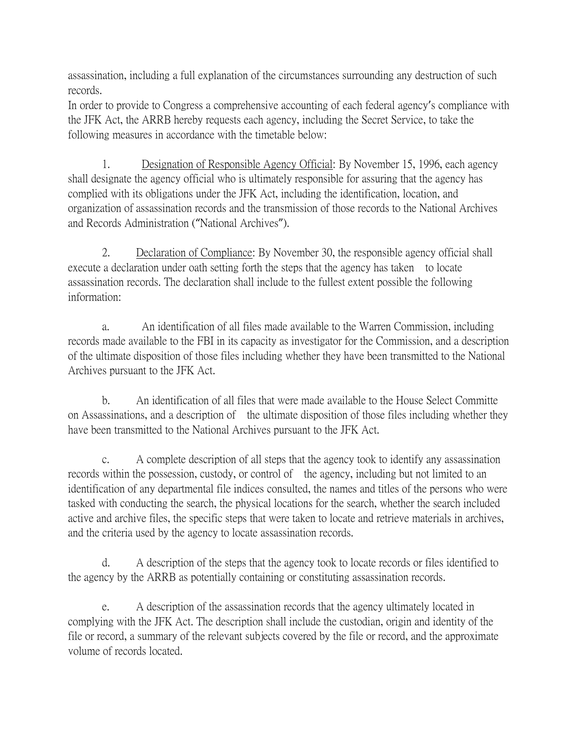assassination, including a full explanation of the circumstances surrounding any destruction of such records.
In order to provide to Congress a comprehensive accounting of each federal agency's compliance with the JFK Act, the ARRB hereby requests each agency, including the Secret Service, to take the following measures in accordance with the timetable below:

1. <u>Designation of Responsible Agency Official</u>: By November 15, 1996, each agency shall designate the agency official who is ultimately responsible for assuring that the agency has complied with its obligations under the JFK Act, including the identification, location, and organization of assassination records and the transmission of those records to the National Archives and Records Administration ("National Archives").

2. <u>Declaration of Compliance</u>: By November 30, the responsible agency official shall execute a declaration under oath setting forth the steps that the agency has taken to locate assassination records. The declaration shall include to the fullest extent possible the following information:

a. An identification of all files made available to the Warren Commission, including records made available to the FBI in its capacity as investigator for the Commission, and a description of the ultimate disposition of those files including whether they have been transmitted to the National Archives pursuant to the JFK Act.

b. An identification of all files that were made available to the House Select Committe on Assassinations, and a description of the ultimate disposition of those files including whether they have been transmitted to the National Archives pursuant to the JFK Act.

c. A complete description of all steps that the agency took to identify any assassination records within the possession, custody, or control of the agency, including but not limited to an identification of any departmental file indices consulted, the names and titles of the persons who were tasked with conducting the search, the physical locations for the search, whether the search included active and archive files, the specific steps that were taken to locate and retrieve materials in archives, and the criteria used by the agency to locate assassination records.

d. A description of the steps that the agency took to locate records or files identified to the agency by the ARRB as potentially containing or constituting assassination records.

e. A description of the assassination records that the agency ultimately located in complying with the JFK Act. The description shall include the custodian, origin and identity of the file or record, a summary of the relevant subjects covered by the file or record, and the approximate volume of records located.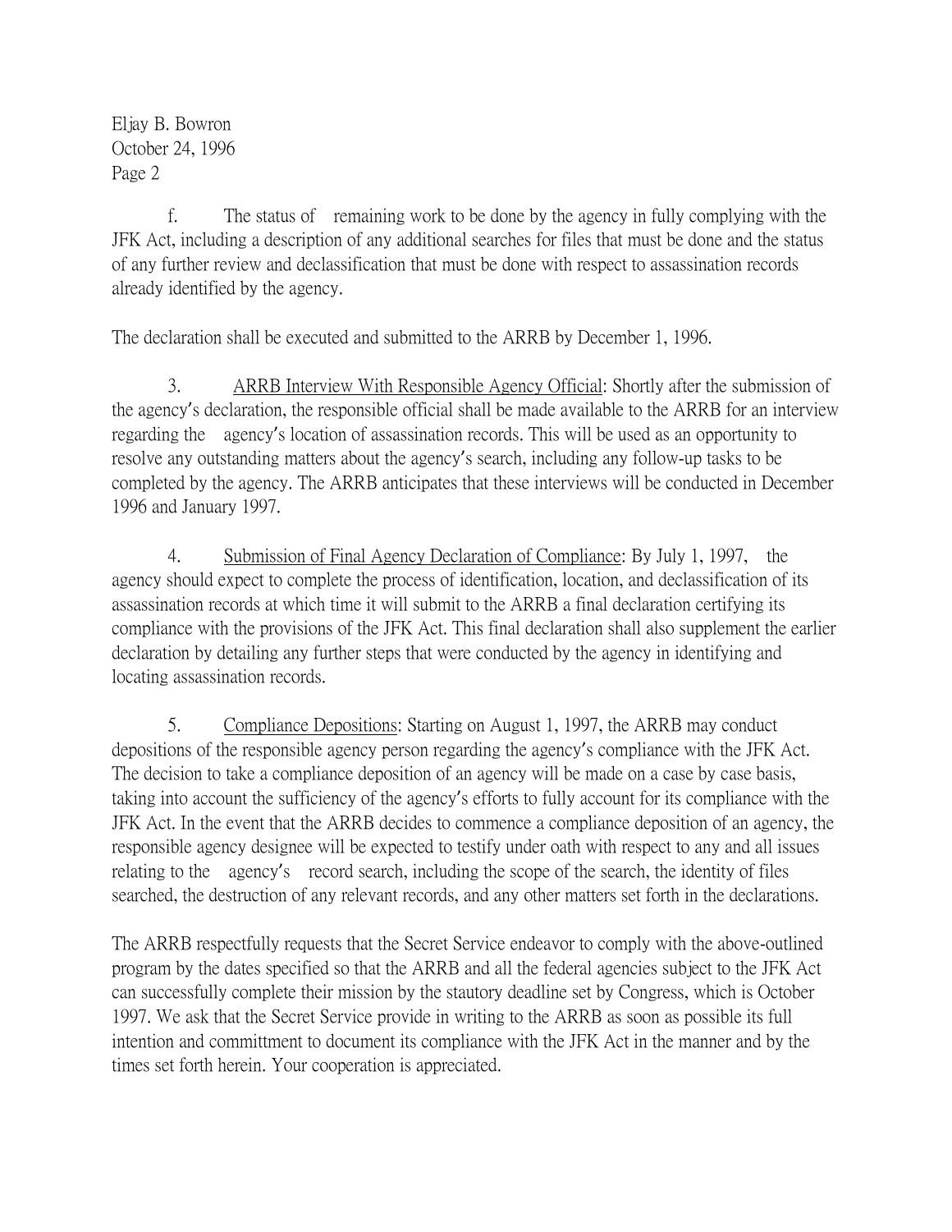f. The status of remaining work to be done by the agency in fully complying with the JFK Act, including a description of any additional searches for files that must be done and the status of any further review and declassification that must be done with respect to assassination records already identified by the agency.

The declaration shall be executed and submitted to the ARRB by December 1, 1996.

3. ARRB Interview With Responsible Agency Official: Shortly after the submission of the agency's declaration, the responsible official shall be made available to the ARRB for an interview regarding the agency's location of assassination records. This will be used as an opportunity to resolve any outstanding matters about the agency's search, including any follow-up tasks to be completed by the agency. The ARRB anticipates that these interviews will be conducted in December 1996 and January 1997.

4. Submission of Final Agency Declaration of Compliance: By July 1, 1997, the agency should expect to complete the process of identification, location, and declassification of its assassination records at which time it will submit to the ARRB a final declaration certifying its compliance with the provisions of the JFK Act. This final declaration shall also supplement the earlier declaration by detailing any further steps that were conducted by the agency in identifying and locating assassination records.

5. Compliance Depositions: Starting on August 1, 1997, the ARRB may conduct depositions of the responsible agency person regarding the agency's compliance with the JFK Act. The decision to take a compliance deposition of an agency will be made on a case by case basis, taking into account the sufficiency of the agency's efforts to fully account for its compliance with the JFK Act. In the event that the ARRB decides to commence a compliance deposition of an agency, the responsible agency designee will be expected to testify under oath with respect to any and all issues relating to the agency's record search, including the scope of the search, the identity of files searched, the destruction of any relevant records, and any other matters set forth in the declarations.

The ARRB respectfully requests that the Secret Service endeavor to comply with the above-outlined program by the dates specified so that the ARRB and all the federal agencies subject to the JFK Act can successfully complete their mission by the stautory deadline set by Congress, which is October 1997. We ask that the Secret Service provide in writing to the ARRB as soon as possible its full intention and committment to document its compliance with the JFK Act in the manner and by the times set forth herein. Your cooperation is appreciated.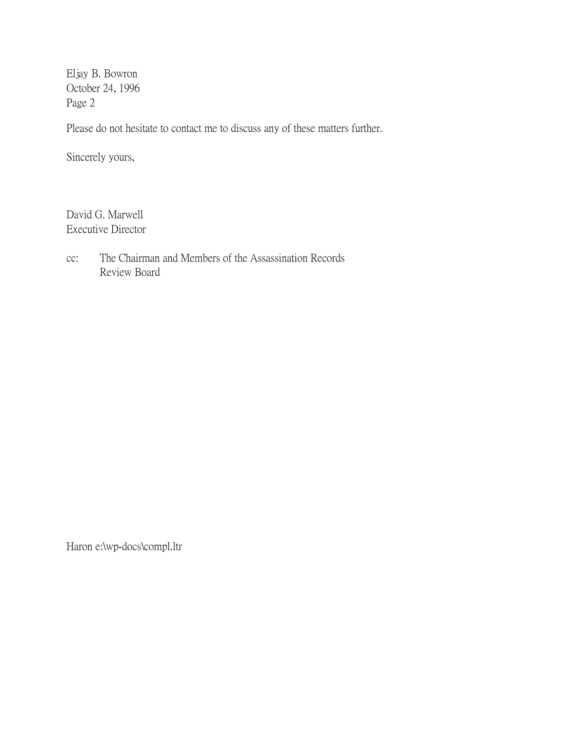Eljay B. Bowron
October 24, 1996
Page 2

Please do not hesitate to contact me to discuss any of these matters further.

Sincerely yours,

David G. Marwell
Executive Director

cc: The Chairman and Members of the Assassination Records Review Board

Haron e:\wp-docs\compl.ltr